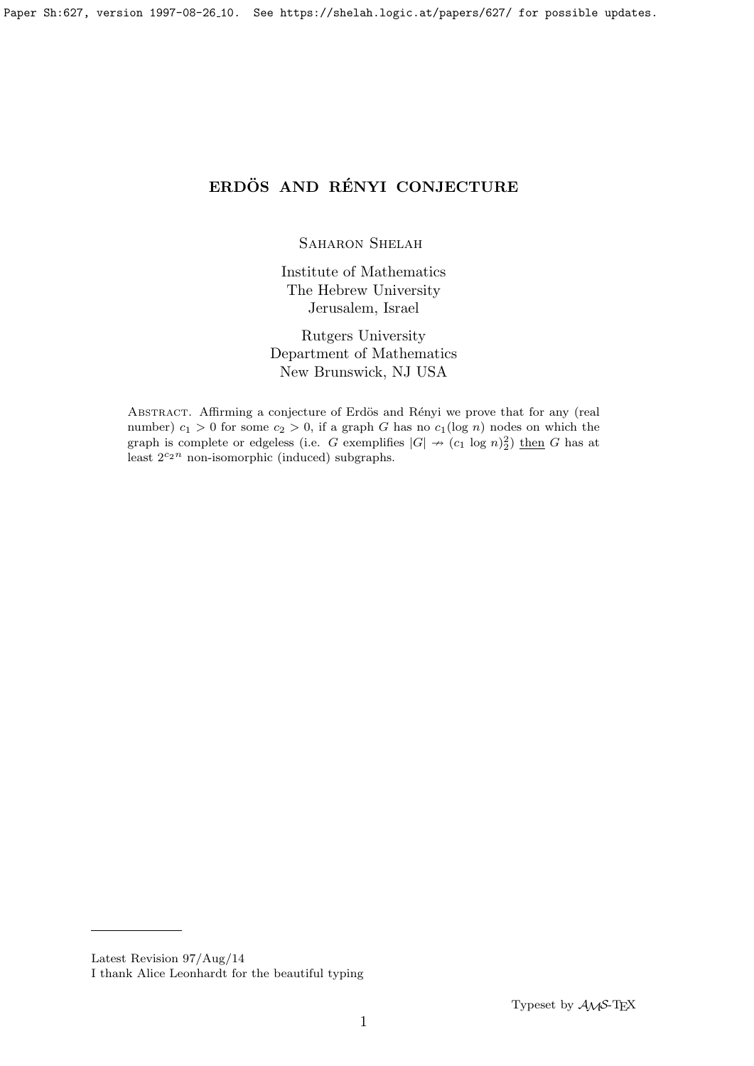# ERDÖS AND RÉNYI CONJECTURE

Saharon Shelah

Institute of Mathematics
The Hebrew University
Jerusalem, Israel

Rutgers University
Department of Mathematics
New Brunswick, NJ USA

Abstract. Affirming a conjecture of Erdös and Rényi we prove that for any (real number) $c_1 > 0$ for some $c_2 > 0$, if a graph $G$ has no $c_1(\log n)$ nodes on which the graph is complete or edgeless (i.e. $G$ exemplifies $|G| \nrightarrow (c_1 \log n)^2_2$) <u>then</u> $G$ has at least $2^{c_2 n}$ non-isomorphic (induced) subgraphs.

---

Latest Revision 97/Aug/14
I thank Alice Leonhardt for the beautiful typing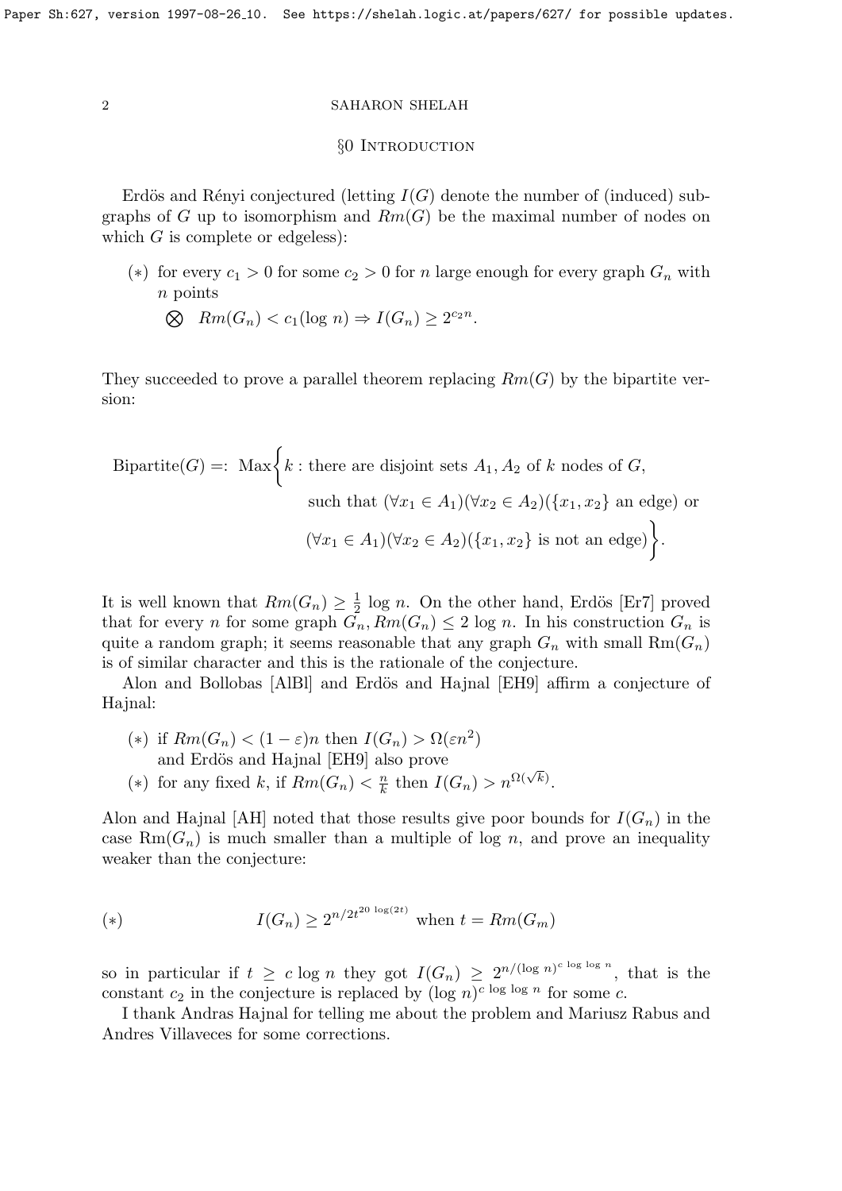## §0 Introduction

Erdös and Rényi conjectured (letting $I(G)$ denote the number of (induced) subgraphs of $G$ up to isomorphism and $Rm(G)$ be the maximal number of nodes on which $G$ is complete or edgeless):

(∗) for every $c_1 > 0$ for some $c_2 > 0$ for $n$ large enough for every graph $G_n$ with $n$ points

$\bigotimes$ $Rm(G_n) < c_1(\log n) \Rightarrow I(G_n) \geq 2^{c_2 n}$.

They succeeded to prove a parallel theorem replacing $Rm(G)$ by the bipartite version:

$$\text{Bipartite}(G) =: \text{Max}\Big\{k : \text{there are disjoint sets } A_1, A_2 \text{ of } k \text{ nodes of } G, \text{ such that } (\forall x_1 \in A_1)(\forall x_2 \in A_2)(\{x_1, x_2\} \text{ an edge}) \text{ or } (\forall x_1 \in A_1)(\forall x_2 \in A_2)(\{x_1, x_2\} \text{ is not an edge})\Big\}.$$

It is well known that $Rm(G_n) \geq \frac{1}{2} \log n$. On the other hand, Erdös [Er7] proved that for every $n$ for some graph $G_n$, $Rm(G_n) \leq 2 \log n$. In his construction $G_n$ is quite a random graph; it seems reasonable that any graph $G_n$ with small $\text{Rm}(G_n)$ is of similar character and this is the rationale of the conjecture.

Alon and Bollobas [AlBl] and Erdös and Hajnal [EH9] affirm a conjecture of Hajnal:

(∗) if $Rm(G_n) < (1 - \varepsilon)n$ then $I(G_n) > \Omega(\varepsilon n^2)$
and Erdös and Hajnal [EH9] also prove

(∗) for any fixed $k$, if $Rm(G_n) < \frac{n}{k}$ then $I(G_n) > n^{\Omega(\sqrt{k})}$.

Alon and Hajnal [AH] noted that those results give poor bounds for $I(G_n)$ in the case $\text{Rm}(G_n)$ is much smaller than a multiple of $\log n$, and prove an inequality weaker than the conjecture:

$$(*) \qquad I(G_n) \geq 2^{n/2t^{20 \log(2t)}} \text{ when } t = Rm(G_m)$$

so in particular if $t \geq c \log n$ they got $I(G_n) \geq 2^{n/(\log n)^{c \log \log n}}$, that is the constant $c_2$ in the conjecture is replaced by $(\log n)^{c \log \log n}$ for some $c$.

I thank Andras Hajnal for telling me about the problem and Mariusz Rabus and Andres Villaveces for some corrections.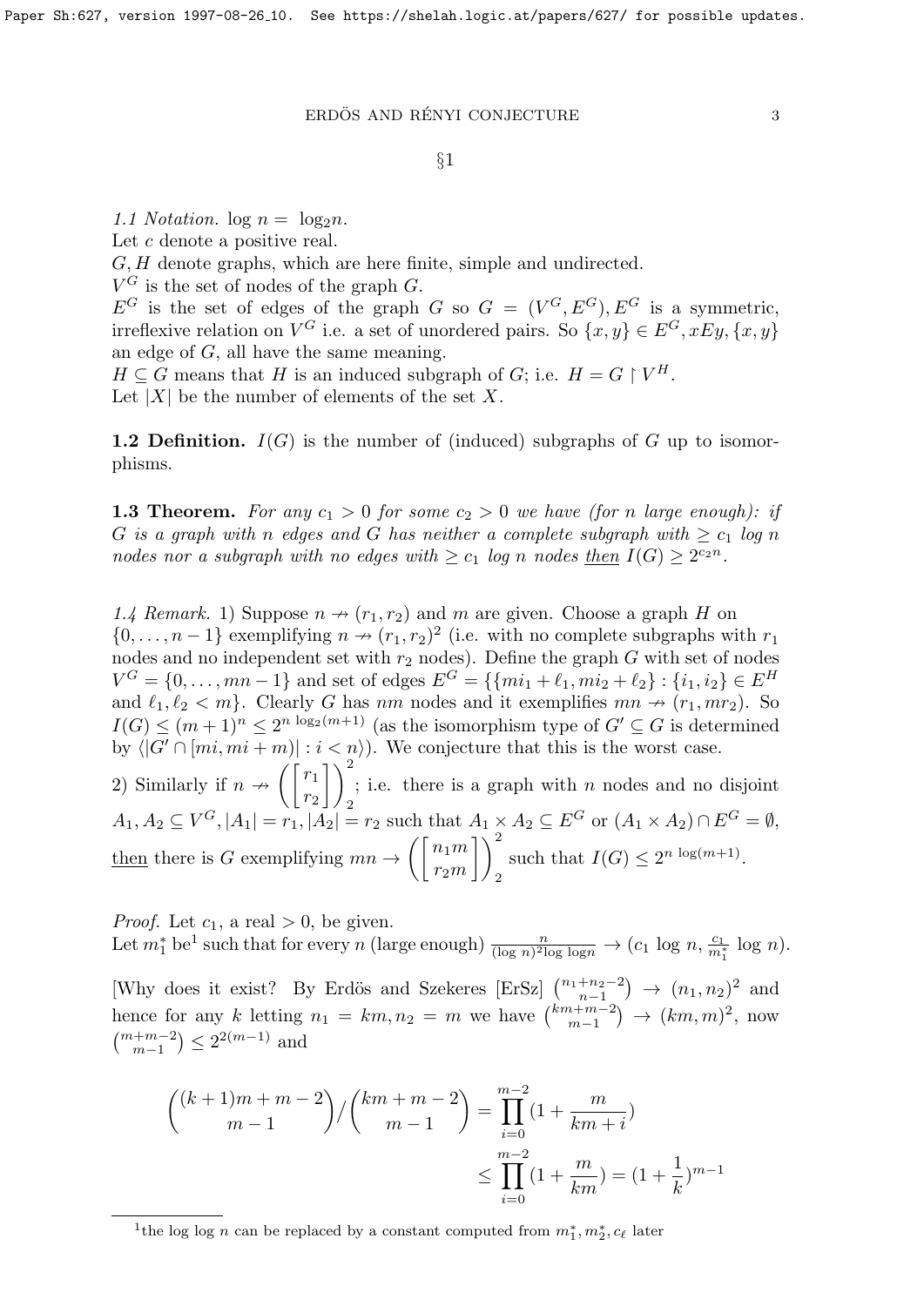§1

*1.1 Notation.* $\log n = \log_2 n$.
Let $c$ denote a positive real.
$G, H$ denote graphs, which are here finite, simple and undirected.
$V^G$ is the set of nodes of the graph $G$.
$E^G$ is the set of edges of the graph $G$ so $G = (V^G, E^G), E^G$ is a symmetric, irreflexive relation on $V^G$ i.e. a set of unordered pairs. So $\{x,y\} \in E^G, xEy, \{x,y\}$ an edge of $G$, all have the same meaning.
$H \subseteq G$ means that $H$ is an induced subgraph of $G$; i.e. $H = G \restriction V^H$.
Let $|X|$ be the number of elements of the set $X$.

**1.2 Definition.** $I(G)$ is the number of (induced) subgraphs of $G$ up to isomorphisms.

**1.3 Theorem.** *For any $c_1 > 0$ for some $c_2 > 0$ we have (for $n$ large enough): if $G$ is a graph with $n$ edges and $G$ has neither a complete subgraph with $\geq c_1 \log n$ nodes nor a subgraph with no edges with $\geq c_1 \log n$ nodes* <u>then</u> $I(G) \geq 2^{c_2 n}$.

*1.4 Remark.* 1) Suppose $n \nrightarrow (r_1, r_2)$ and $m$ are given. Choose a graph $H$ on $\{0, \ldots, n-1\}$ exemplifying $n \nrightarrow (r_1, r_2)^2$ (i.e. with no complete subgraphs with $r_1$ nodes and no independent set with $r_2$ nodes). Define the graph $G$ with set of nodes $V^G = \{0, \ldots, mn-1\}$ and set of edges $E^G = \{\{mi_1 + \ell_1, mi_2 + \ell_2\} : \{i_1, i_2\} \in E^H$ and $\ell_1, \ell_2 < m\}$. Clearly $G$ has $nm$ nodes and it exemplifies $mn \nrightarrow (r_1, mr_2)$. So $I(G) \leq (m+1)^n \leq 2^{n \log_2(m+1)}$ (as the isomorphism type of $G' \subseteq G$ is determined by $\langle |G' \cap [mi, mi+m)| : i < n \rangle$). We conjecture that this is the worst case.
2) Similarly if $n \nrightarrow \left(\begin{bmatrix} r_1 \\ r_2 \end{bmatrix}\right)^2_2$; i.e. there is a graph with $n$ nodes and no disjoint $A_1, A_2 \subseteq V^G, |A_1| = r_1, |A_2| = r_2$ such that $A_1 \times A_2 \subseteq E^G$ or $(A_1 \times A_2) \cap E^G = \emptyset$, <u>then</u> there is $G$ exemplifying $mn \rightarrow \left(\begin{bmatrix} n_1 m \\ r_2 m \end{bmatrix}\right)^2_2$ such that $I(G) \leq 2^{n \log(m+1)}$.

*Proof.* Let $c_1$, a real $> 0$, be given.
Let $m_1^*$ be[1] such that for every $n$ (large enough) $\frac{n}{(\log n)^2 \log \log n} \rightarrow (c_1 \log n, \frac{c_1}{m_1^*} \log n)$.

[Why does it exist? By Erdös and Szekeres [ErSz] $\binom{n_1+n_2-2}{n-1} \rightarrow (n_1, n_2)^2$ and hence for any $k$ letting $n_1 = km, n_2 = m$ we have $\binom{km+m-2}{m-1} \rightarrow (km, m)^2$, now $\binom{m+m-2}{m-1} \leq 2^{2(m-1)}$ and

$$\binom{(k+1)m+m-2}{m-1} \Big/ \binom{km+m-2}{m-1} = \prod_{i=0}^{m-2} (1 + \frac{m}{km+i})$$
$$\leq \prod_{i=0}^{m-2} (1 + \frac{m}{km}) = (1 + \frac{1}{k})^{m-1}$$

[1] the log log $n$ can be replaced by a constant computed from $m_1^*, m_2^*, c_\ell$ later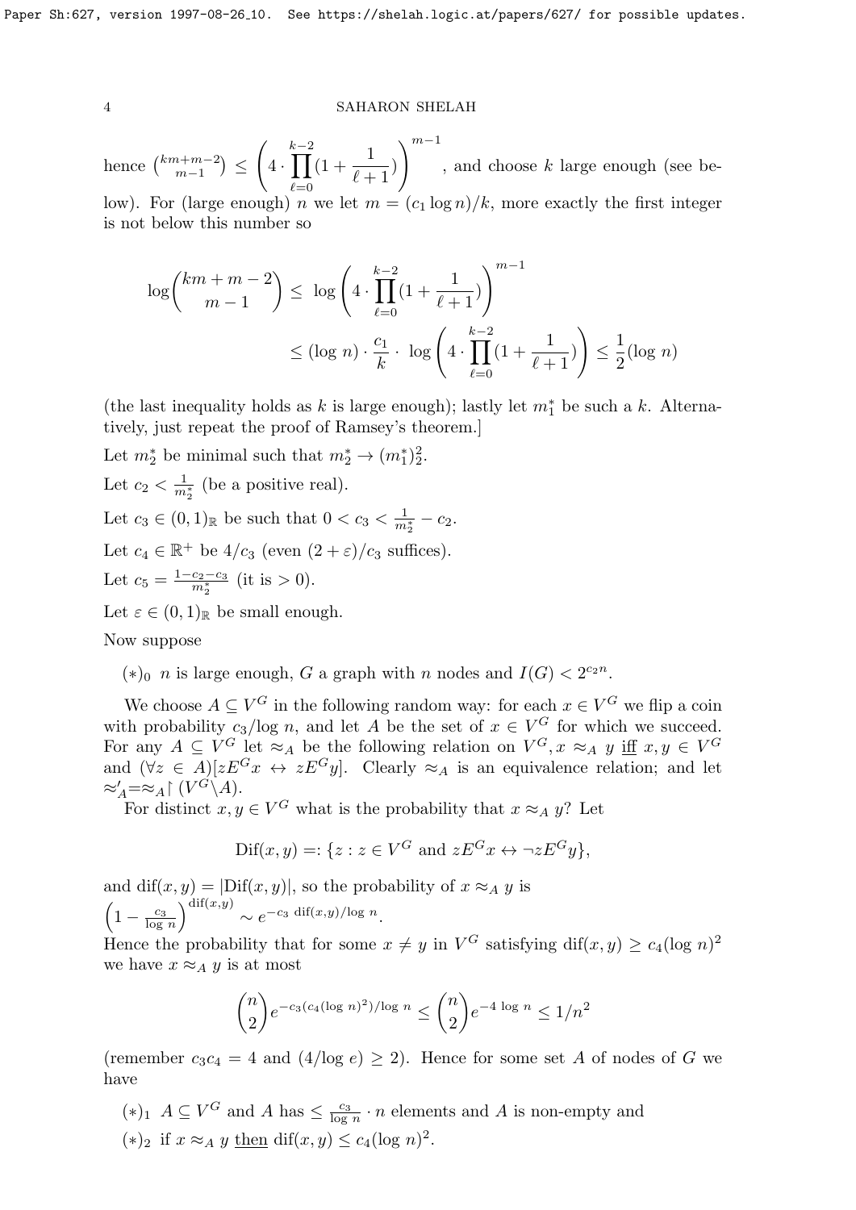hence $\binom{km+m-2}{m-1} \leq \left(4 \cdot \prod_{\ell=0}^{k-2}(1+\frac{1}{\ell+1})\right)^{m-1}$, and choose $k$ large enough (see below). For (large enough) $n$ we let $m = (c_1 \log n)/k$, more exactly the first integer is not below this number so

$$\log\binom{km+m-2}{m-1} \leq \log\left(4 \cdot \prod_{\ell=0}^{k-2}(1+\frac{1}{\ell+1})\right)^{m-1}$$
$$\leq (\log n) \cdot \frac{c_1}{k} \cdot \log\left(4 \cdot \prod_{\ell=0}^{k-2}(1+\frac{1}{\ell+1})\right) \leq \frac{1}{2}(\log n)$$

(the last inequality holds as $k$ is large enough); lastly let $m_1^*$ be such a $k$. Alternatively, just repeat the proof of Ramsey's theorem.]

Let $m_2^*$ be minimal such that $m_2^* \to (m_1^*)_2^2$.

Let $c_2 < \frac{1}{m_2^*}$ (be a positive real).

Let $c_3 \in (0,1)_{\mathbb{R}}$ be such that $0 < c_3 < \frac{1}{m_2^*} - c_2$.

Let $c_4 \in \mathbb{R}^+$ be $4/c_3$ (even $(2+\varepsilon)/c_3$ suffices).

Let $c_5 = \frac{1-c_2-c_3}{m_2^*}$ (it is $> 0$).

Let $\varepsilon \in (0,1)_{\mathbb{R}}$ be small enough.

Now suppose

$(*)_0$ $n$ is large enough, $G$ a graph with $n$ nodes and $I(G) < 2^{c_2 n}$.

We choose $A \subseteq V^G$ in the following random way: for each $x \in V^G$ we flip a coin with probability $c_3/\log n$, and let $A$ be the set of $x \in V^G$ for which we succeed. For any $A \subseteq V^G$ let $\approx_A$ be the following relation on $V^G$, $x \approx_A y$ iff $x, y \in V^G$ and $(\forall z \in A)[zE^G x \leftrightarrow zE^G y]$. Clearly $\approx_A$ is an equivalence relation; and let $\approx'_A = \approx_A \restriction (V^G \backslash A)$.

For distinct $x, y \in V^G$ what is the probability that $x \approx_A y$? Let

$$\mathrm{Dif}(x,y) =: \{z : z \in V^G \text{ and } zE^G x \leftrightarrow \neg zE^G y\},$$

and $\mathrm{dif}(x,y) = |\mathrm{Dif}(x,y)|$, so the probability of $x \approx_A y$ is $\left(1 - \frac{c_3}{\log n}\right)^{\mathrm{dif}(x,y)} \sim e^{-c_3\,\mathrm{dif}(x,y)/\log n}$.

Hence the probability that for some $x \neq y$ in $V^G$ satisfying $\mathrm{dif}(x,y) \geq c_4(\log n)^2$ we have $x \approx_A y$ is at most

$$\binom{n}{2} e^{-c_3(c_4(\log n)^2)/\log n} \leq \binom{n}{2} e^{-4 \log n} \leq 1/n^2$$

(remember $c_3 c_4 = 4$ and $(4/\log e) \geq 2$). Hence for some set $A$ of nodes of $G$ we have

$(*)_1$ $A \subseteq V^G$ and $A$ has $\leq \frac{c_3}{\log n} \cdot n$ elements and $A$ is non-empty and

$(*)_2$ if $x \approx_A y$ then $\mathrm{dif}(x,y) \leq c_4(\log n)^2$.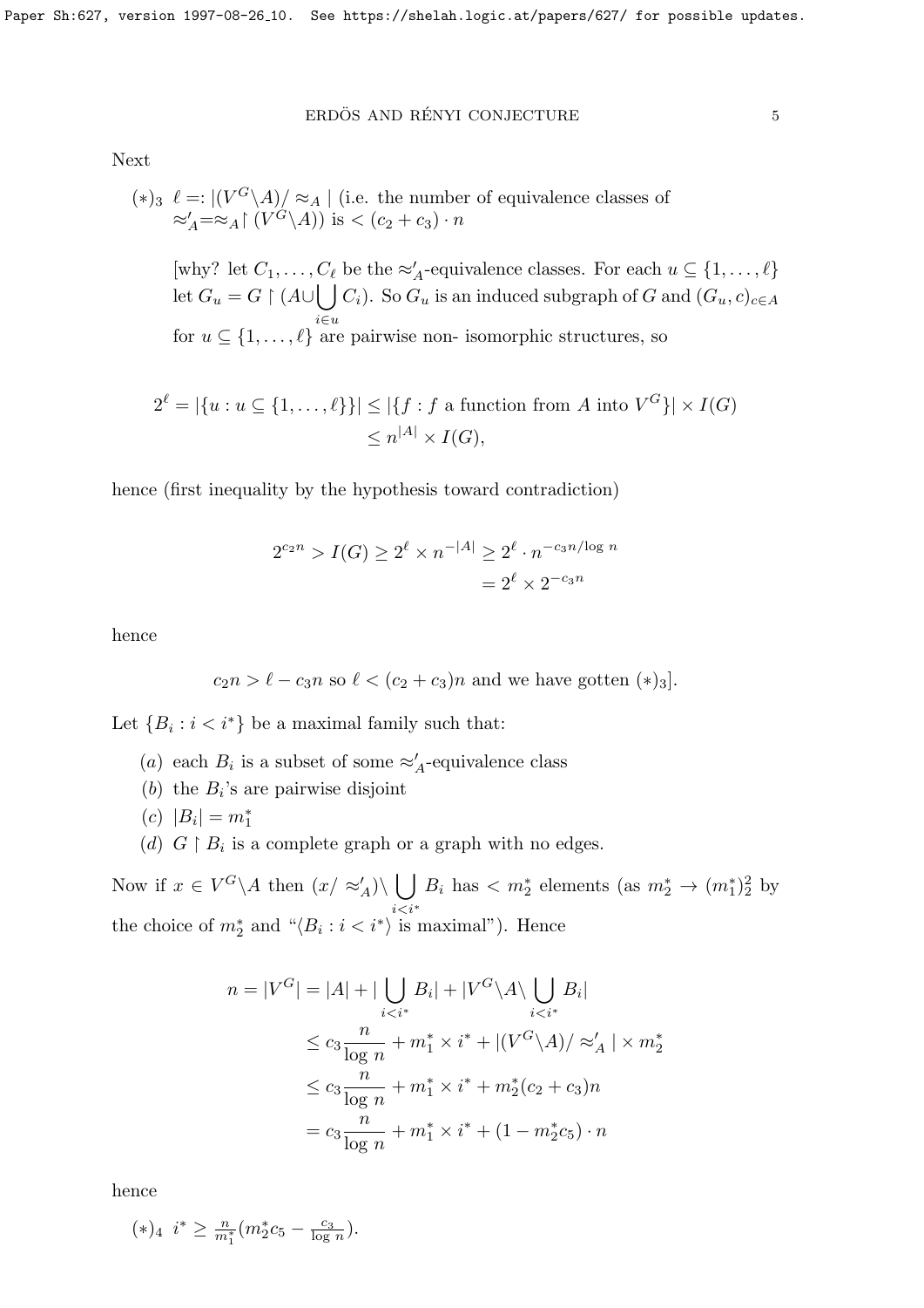Next

$(*)_3$ $\ell =: |(V^G \backslash A)/\approx_A|$ (i.e. the number of equivalence classes of $\approx'_A = \approx_A \restriction (V^G \backslash A)$) is $< (c_2 + c_3) \cdot n$

[why? let $C_1, \dots, C_\ell$ be the $\approx'_A$-equivalence classes. For each $u \subseteq \{1, \dots, \ell\}$ let $G_u = G \restriction (A \cup \bigcup_{i \in u} C_i)$. So $G_u$ is an induced subgraph of $G$ and $(G_u, c)_{c \in A}$ for $u \subseteq \{1, \dots, \ell\}$ are pairwise non- isomorphic structures, so

$$
\begin{aligned}
2^\ell = |\{u : u \subseteq \{1, \dots, \ell\}\}| &\leq |\{f : f \text{ a function from } A \text{ into } V^G\}| \times I(G) \\
&\leq n^{|A|} \times I(G),
\end{aligned}
$$

hence (first inequality by the hypothesis toward contradiction)

$$
\begin{aligned}
2^{c_2 n} > I(G) \geq 2^\ell \times n^{-|A|} &\geq 2^\ell \cdot n^{-c_3 n/\log n} \\
&= 2^\ell \times 2^{-c_3 n}
\end{aligned}
$$

hence

$$
c_2 n > \ell - c_3 n \text{ so } \ell < (c_2 + c_3) n \text{ and we have gotten } (*)_3].
$$

Let $\{B_i : i < i^*\}$ be a maximal family such that:

- $(a)$ each $B_i$ is a subset of some $\approx'_A$-equivalence class
- $(b)$ the $B_i$'s are pairwise disjoint
- $(c)$ $|B_i| = m_1^*$
- $(d)$ $G \restriction B_i$ is a complete graph or a graph with no edges.

Now if $x \in V^G \backslash A$ then $(x/\approx'_A) \backslash \bigcup_{i<i^*} B_i$ has $< m_2^*$ elements (as $m_2^* \rightarrow (m_1^*)^2_2$ by the choice of $m_2^*$ and "$\langle B_i : i < i^* \rangle$ is maximal"). Hence

$$
\begin{aligned}
n = |V^G| &= |A| + |\bigcup_{i<i^*} B_i| + |V^G \backslash A \backslash \bigcup_{i<i^*} B_i| \\
&\leq c_3 \frac{n}{\log n} + m_1^* \times i^* + |(V^G \backslash A)/\approx'_A| \times m_2^* \\
&\leq c_3 \frac{n}{\log n} + m_1^* \times i^* + m_2^*(c_2 + c_3) n \\
&= c_3 \frac{n}{\log n} + m_1^* \times i^* + (1 - m_2^* c_5) \cdot n
\end{aligned}
$$

hence

$(*)_4$ $i^* \geq \frac{n}{m_1^*}(m_2^* c_5 - \frac{c_3}{\log n})$.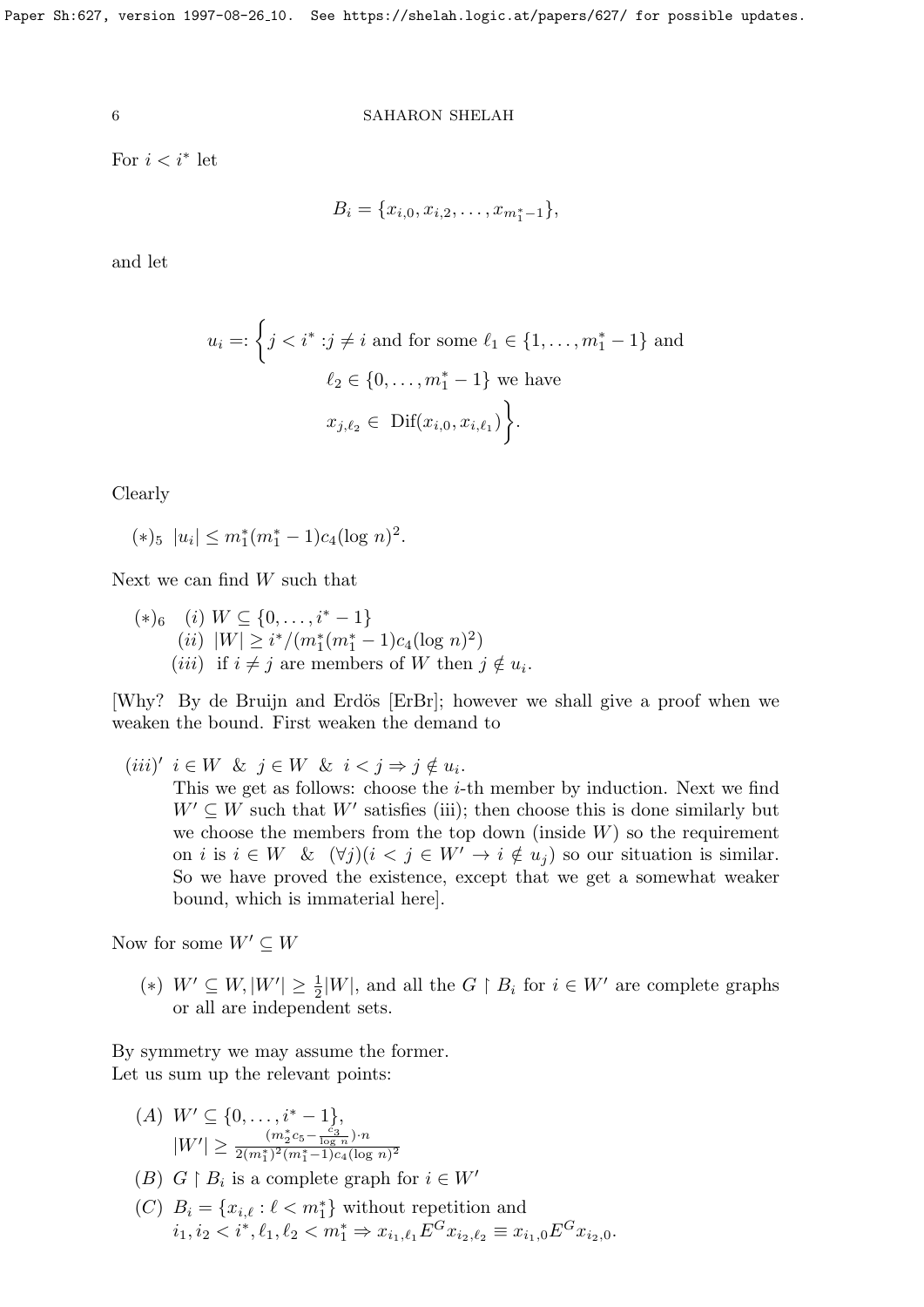For $i < i^*$ let

$$B_i = \{x_{i,0}, x_{i,2}, \dots, x_{m_1^*-1}\},$$

and let

$$u_i =: \Big\{ j < i^* : j \neq i \text{ and for some } \ell_1 \in \{1, \dots, m_1^* - 1\} \text{ and } \ell_2 \in \{0, \dots, m_1^* - 1\} \text{ we have } x_{j,\ell_2} \in \text{ Dif}(x_{i,0}, x_{i,\ell_1}) \Big\}.$$

Clearly

$(*)_5$ $|u_i| \leq m_1^*(m_1^* - 1)c_4(\log n)^2$.

Next we can find $W$ such that

$(*)_6$ $(i)$ $W \subseteq \{0, \dots, i^* - 1\}$
$(ii)$ $|W| \geq i^*/(m_1^*(m_1^* - 1)c_4(\log n)^2)$
$(iii)$ if $i \neq j$ are members of $W$ then $j \notin u_i$.

[Why? By de Bruijn and Erdös [ErBr]; however we shall give a proof when we weaken the bound. First weaken the demand to

$(iii)'$ $i \in W$ & $j \in W$ & $i < j \Rightarrow j \notin u_i$.
This we get as follows: choose the $i$-th member by induction. Next we find $W' \subseteq W$ such that $W'$ satisfies (iii); then choose this is done similarly but we choose the members from the top down (inside $W$) so the requirement on $i$ is $i \in W$ & $(\forall j)(i < j \in W' \rightarrow i \notin u_j)$ so our situation is similar. So we have proved the existence, except that we get a somewhat weaker bound, which is immaterial here].

Now for some $W' \subseteq W$

$(*)$ $W' \subseteq W, |W'| \geq \frac{1}{2}|W|$, and all the $G \restriction B_i$ for $i \in W'$ are complete graphs or all are independent sets.

By symmetry we may assume the former.
Let us sum up the relevant points:

$(A)$ $W' \subseteq \{0, \dots, i^* - 1\}$,
$|W'| \geq \frac{(m_2^* c_5 - \frac{c_3}{\log n}) \cdot n}{2(m_1^*)^2(m_1^* - 1)c_4(\log n)^2}$

$(B)$ $G \restriction B_i$ is a complete graph for $i \in W'$

$(C)$ $B_i = \{x_{i,\ell} : \ell < m_1^*\}$ without repetition and
$i_1, i_2 < i^*, \ell_1, \ell_2 < m_1^* \Rightarrow x_{i_1,\ell_1} E^G x_{i_2,\ell_2} \equiv x_{i_1,0} E^G x_{i_2,0}$.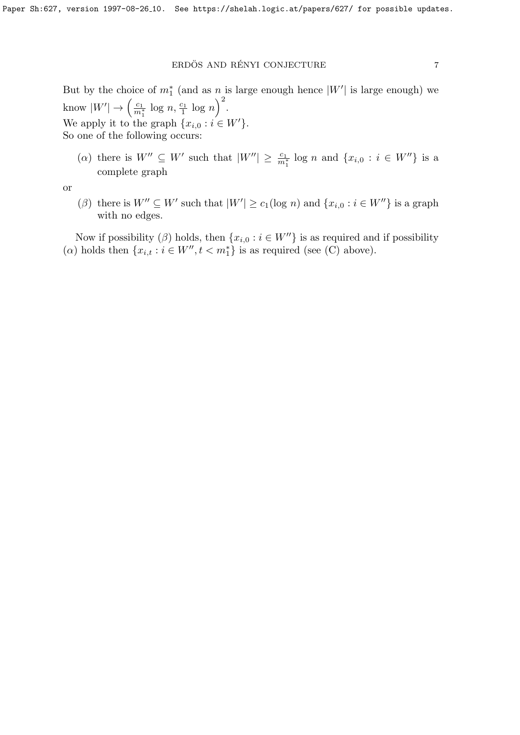But by the choice of $m_1^*$ (and as $n$ is large enough hence $|W'|$ is large enough) we know $|W'| \rightarrow \left(\frac{c_1}{m_1^*} \log n, \frac{c_1}{1} \log n\right)^2$.
We apply it to the graph $\{x_{i,0} : i \in W'\}$.
So one of the following occurs:

($\alpha$) there is $W'' \subseteq W'$ such that $|W''| \geq \frac{c_1}{m_1^*} \log n$ and $\{x_{i,0} : i \in W''\}$ is a complete graph

or

($\beta$) there is $W'' \subseteq W'$ such that $|W'| \geq c_1(\log n)$ and $\{x_{i,0} : i \in W''\}$ is a graph with no edges.

Now if possibility ($\beta$) holds, then $\{x_{i,0} : i \in W''\}$ is as required and if possibility ($\alpha$) holds then $\{x_{i,t} : i \in W'', t < m_1^*\}$ is as required (see (C) above).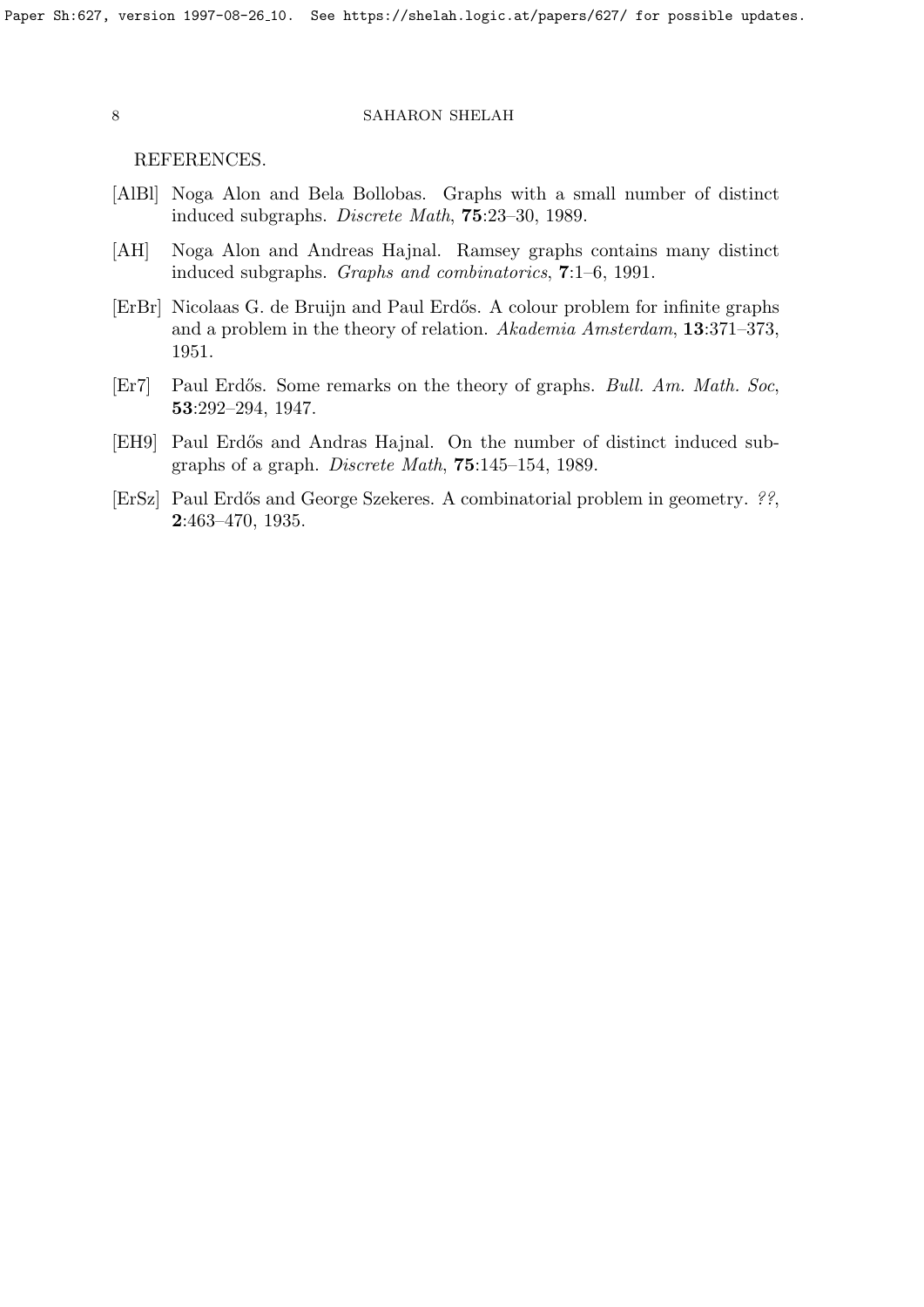REFERENCES.

[AlBl] Noga Alon and Bela Bollobas. Graphs with a small number of distinct induced subgraphs. *Discrete Math*, **75**:23–30, 1989.

[AH] Noga Alon and Andreas Hajnal. Ramsey graphs contains many distinct induced subgraphs. *Graphs and combinatorics*, **7**:1–6, 1991.

[ErBr] Nicolaas G. de Bruijn and Paul Erdős. A colour problem for infinite graphs and a problem in the theory of relation. *Akademia Amsterdam*, **13**:371–373, 1951.

[Er7] Paul Erdős. Some remarks on the theory of graphs. *Bull. Am. Math. Soc*, **53**:292–294, 1947.

[EH9] Paul Erdős and Andras Hajnal. On the number of distinct induced subgraphs of a graph. *Discrete Math*, **75**:145–154, 1989.

[ErSz] Paul Erdős and George Szekeres. A combinatorial problem in geometry. *??*, **2**:463–470, 1935.